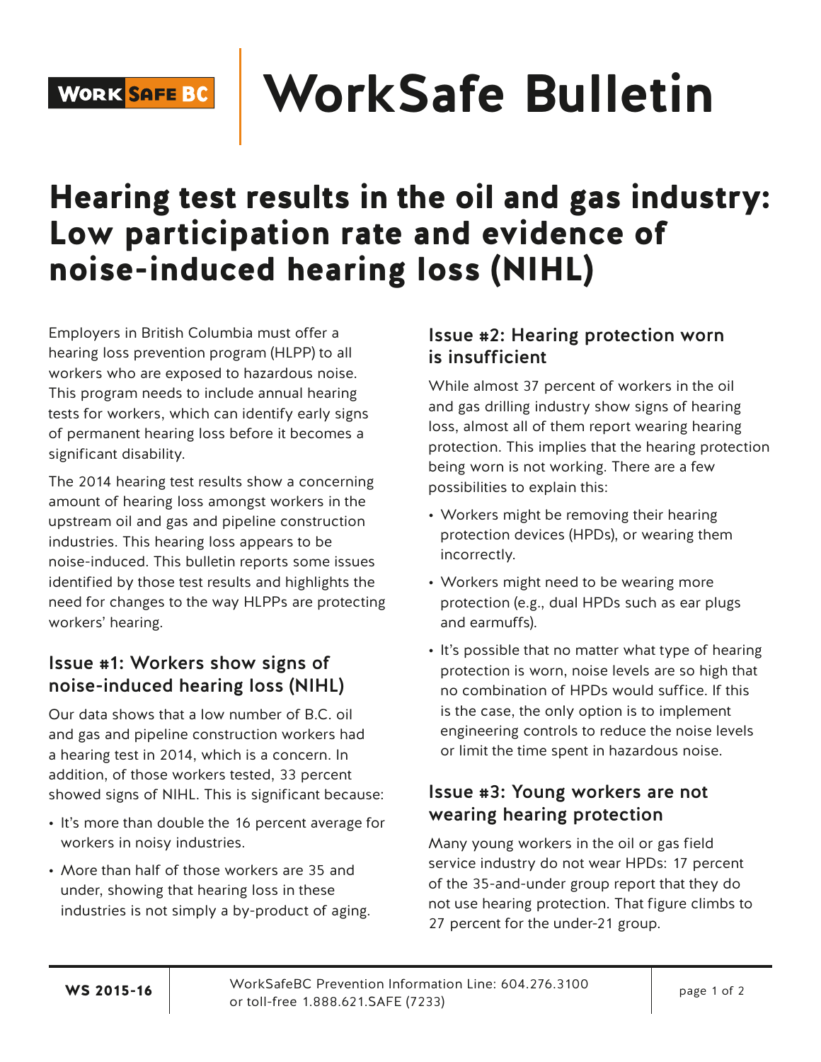# WorkSafe Bulletin

## Hearing test results in the oil and gas industry: Low participation rate and evidence of noise-induced hearing loss (NIHL)

Employers in British Columbia must offer a hearing loss prevention program (HLPP) to all workers who are exposed to hazardous noise. This program needs to include annual hearing tests for workers, which can identify early signs of permanent hearing loss before it becomes a significant disability.

The 2014 hearing test results show a concerning amount of hearing loss amongst workers in the upstream oil and gas and pipeline construction industries. This hearing loss appears to be noise-induced. This bulletin reports some issues identified by those test results and highlights the need for changes to the way HLPPs are protecting workers' hearing.

### Issue #1: Workers show signs of noise-induced hearing loss (NIHL)

Our data shows that a low number of B.C. oil and gas and pipeline construction workers had a hearing test in 2014, which is a concern. In addition, of those workers tested, 33 percent showed signs of NIHL. This is significant because:

- It's more than double the 16 percent average for workers in noisy industries.
- More than half of those workers are 35 and under, showing that hearing loss in these industries is not simply a by-product of aging.

### Issue #2: Hearing protection worn is insufficient

While almost 37 percent of workers in the oil and gas drilling industry show signs of hearing loss, almost all of them report wearing hearing protection. This implies that the hearing protection being worn is not working. There are a few possibilities to explain this:

- Workers might be removing their hearing protection devices (HPDs), or wearing them incorrectly.
- Workers might need to be wearing more protection (e.g., dual HPDs such as ear plugs and earmuffs).
- It's possible that no matter what type of hearing protection is worn, noise levels are so high that no combination of HPDs would suffice. If this is the case, the only option is to implement engineering controls to reduce the noise levels or limit the time spent in hazardous noise.

### Issue #3: Young workers are not wearing hearing protection

Many young workers in the oil or gas field service industry do not wear HPDs: 17 percent of the 35-and-under group report that they do not use hearing protection. That figure climbs to 27 percent for the under-21 group.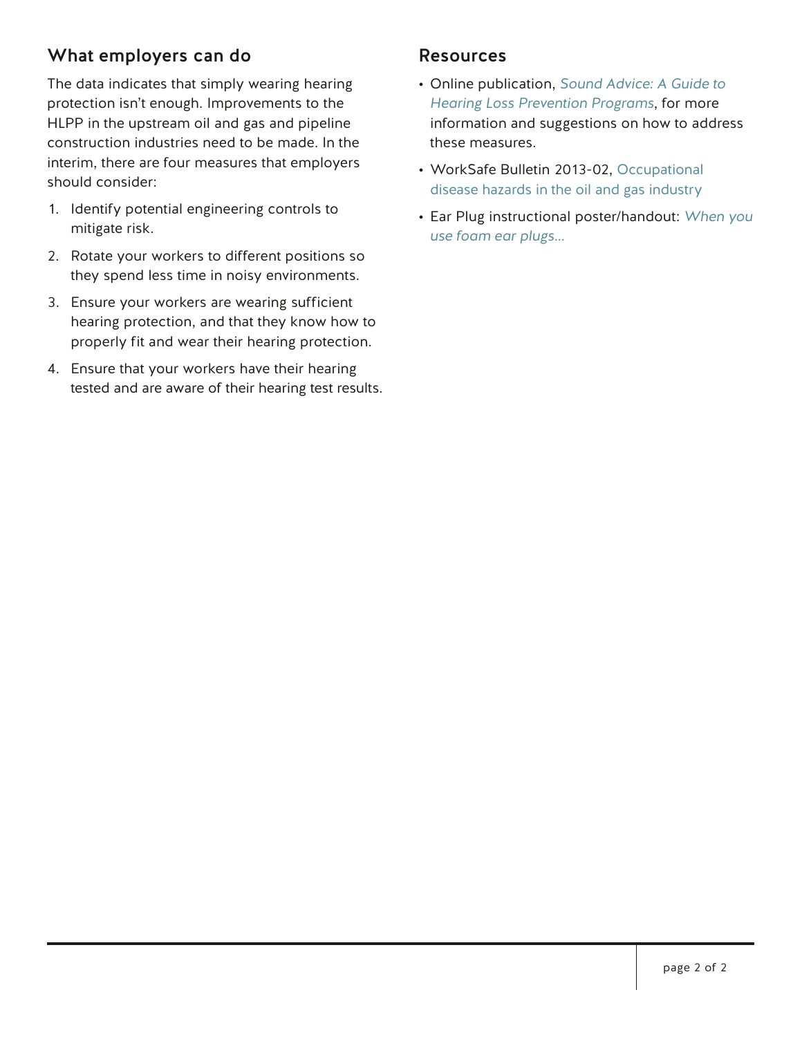## What employers can do

The data indicates that simply wearing hearing protection isn't enough. Improvements to the HLPP in the upstream oil and gas and pipeline construction industries need to be made. In the interim, there are four measures that employers should consider:

1. Identify potential engineering controls to mitigate risk.
2. Rotate your workers to different positions so they spend less time in noisy environments.
3. Ensure your workers are wearing sufficient hearing protection, and that they know how to properly fit and wear their hearing protection.
4. Ensure that your workers have their hearing tested and are aware of their hearing test results.

## Resources

- Online publication, *Sound Advice: A Guide to Hearing Loss Prevention Programs*, for more information and suggestions on how to address these measures.
- WorkSafe Bulletin 2013-02, Occupational disease hazards in the oil and gas industry
- Ear Plug instructional poster/handout: *When you use foam ear plugs...*